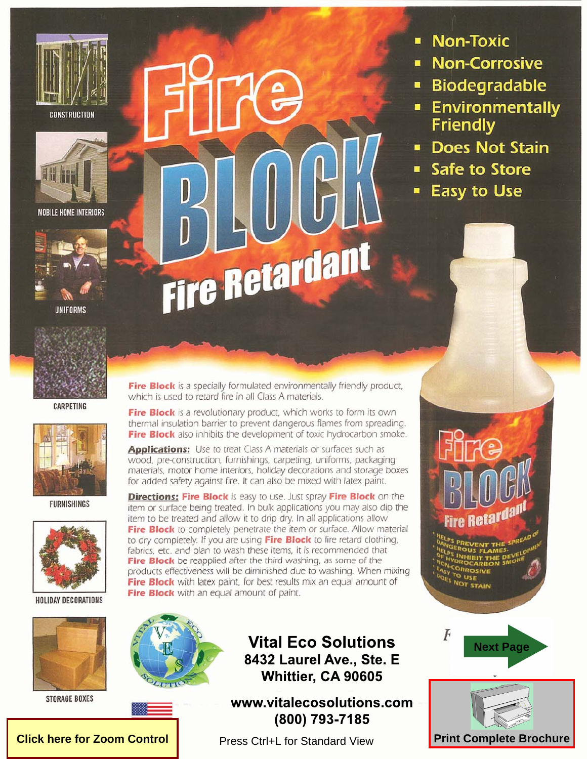# Fire BLOCK

## Fire Retardant

- Non-Toxic
- Non-Corrosive
- Biodegradable
- Environmentally Friendly
- Does Not Stain
- Safe to Store
- Easy to Use

CONSTRUCTION

MOBILE HOME INTERIORS

UNIFORMS

CARPETING

FURNISHINGS

HOLIDAY DECORATIONS

STORAGE BOXES

**Fire Block** is a specially formulated environmentally friendly product, which is used to retard fire in all Class A materials.

**Fire Block** is a revolutionary product, which works to form its own thermal insulation barrier to prevent dangerous flames from spreading. **Fire Block** also inhibits the development of toxic hydrocarbon smoke.

**Applications:** Use to treat Class A materials or surfaces such as wood, pre-construction, furnishings, carpeting, uniforms, packaging materials, motor home interiors, holiday decorations and storage boxes for added safety against fire. It can also be mixed with latex paint.

**Directions:** **Fire Block** is easy to use. Just spray **Fire Block** on the item or surface being treated. In bulk applications you may also dip the item to be treated and allow it to drip dry. In all applications allow **Fire Block** to completely penetrate the item or surface. Allow material to dry completely. If you are using **Fire Block** to fire retard clothing, fabrics, etc. and plan to wash these items, it is recommended that **Fire Block** be reapplied after the third washing, as some of the products effectiveness will be diminished due to washing. When mixing **Fire Block** with latex paint, for best results mix an equal amount of **Fire Block** with an equal amount of paint.

Fire BLOCK Fire Retardant

- HELPS PREVENT THE SPREAD OF DANGEROUS FLAMES.
- HELPS INHIBIT THE DEVELOPMENT OF HYDROCARBON SMOKE
- NON-CORROSIVE
- EASY TO USE
- DOES NOT STAIN

**Vital Eco Solutions**
**8432 Laurel Ave., Ste. E**
**Whittier, CA 90605**

**www.vitalecosolutions.com**
**(800) 793-7185**

Next Page

Print Complete Brochure

Click here for Zoom Control

Press Ctrl+L for Standard View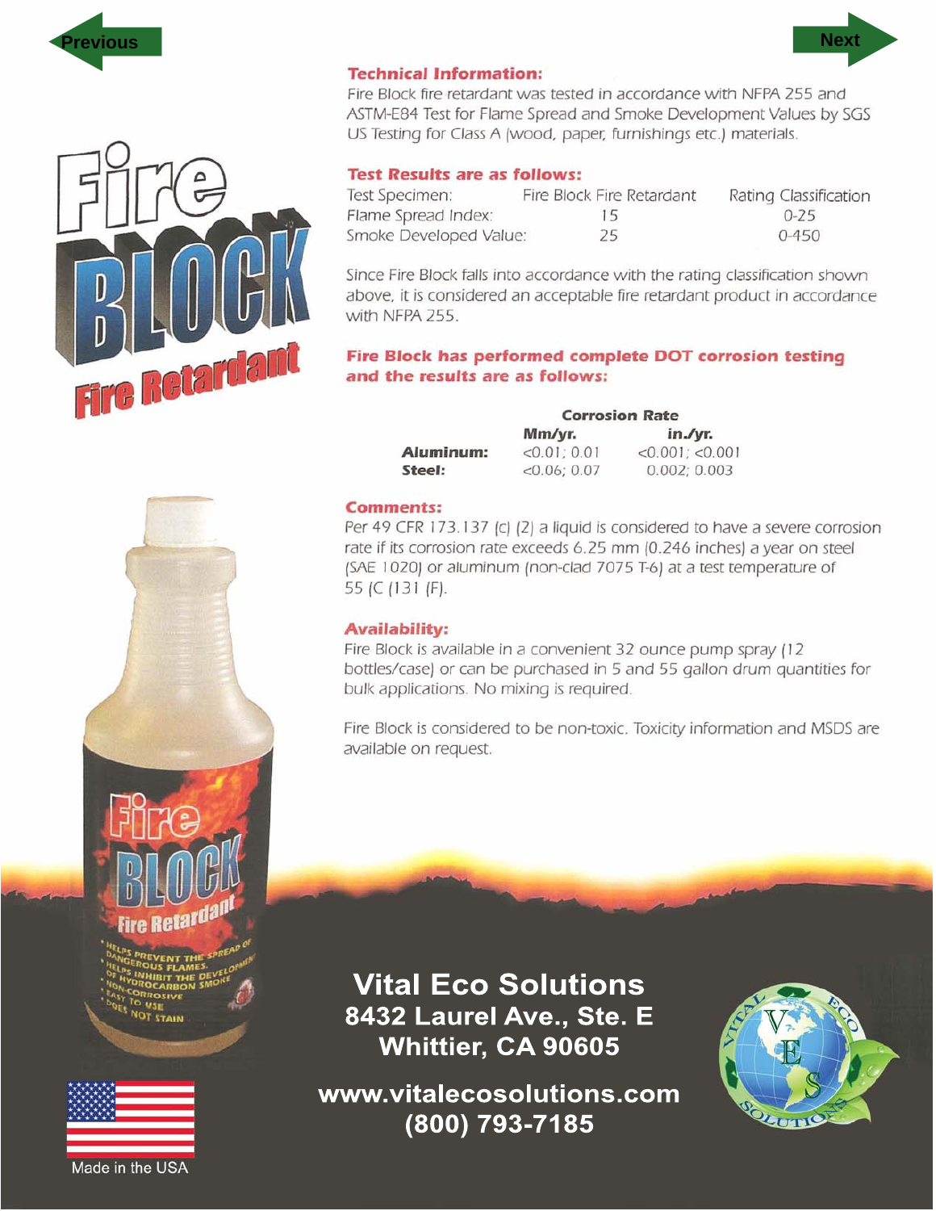Previous

Next

# Fire BLOCK Fire Retardant

## Technical Information:

Fire Block fire retardant was tested in accordance with NFPA 255 and ASTM-E84 Test for Flame Spread and Smoke Development Values by SGS US Testing for Class A (wood, paper, furnishings etc.) materials.

## Test Results are as follows:

| Test Specimen: | Fire Block Fire Retardant | Rating Classification |
|---|---|---|
| Flame Spread Index: | 15 | 0-25 |
| Smoke Developed Value: | 25 | 0-450 |

Since Fire Block falls into accordance with the rating classification shown above, it is considered an acceptable fire retardant product in accordance with NFPA 255.

## Fire Block has performed complete DOT corrosion testing and the results are as follows:

| | Corrosion Rate | |
|---|---|---|
| | Mm/yr. | in./yr. |
| **Aluminum:** | <0.01; 0.01 | <0.001; <0.001 |
| **Steel:** | <0.06; 0.07 | 0.002; 0.003 |

## Comments:

Per 49 CFR 173.137 (c) (2) a liquid is considered to have a severe corrosion rate if its corrosion rate exceeds 6.25 mm (0.246 inches) a year on steel (SAE 1020) or aluminum (non-clad 7075 T-6) at a test temperature of 55 (C (131 (F).

## Availability:

Fire Block is available in a convenient 32 ounce pump spray (12 bottles/case) or can be purchased in 5 and 55 gallon drum quantities for bulk applications. No mixing is required.

Fire Block is considered to be non-toxic. Toxicity information and MSDS are available on request.

Fire BLOCK Fire Retardant

- HELPS PREVENT THE SPREAD OF DANGEROUS FLAMES.
- HELPS INHIBIT THE DEVELOPMENT OF HYDROCARBON SMOKE
- NON-CORROSIVE
- EASY TO USE
- DOES NOT STAIN

Made in the USA

**Vital Eco Solutions**
**8432 Laurel Ave., Ste. E**
**Whittier, CA 90605**

**www.vitalecosolutions.com**
**(800) 793-7185**

VITAL ECO SOLUTIONS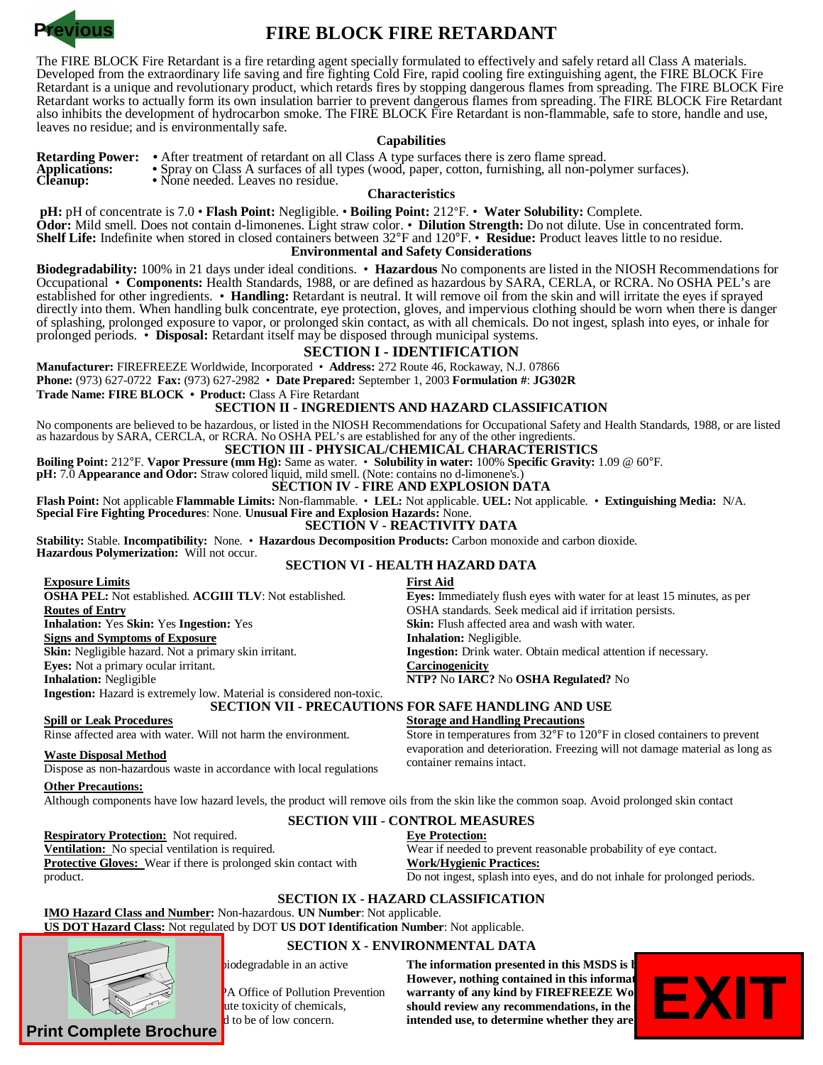# FIRE BLOCK FIRE RETARDANT

The FIRE BLOCK Fire Retardant is a fire retarding agent specially formulated to effectively and safely retard all Class A materials. Developed from the extraordinary life saving and fire fighting Cold Fire, rapid cooling fire extinguishing agent, the FIRE BLOCK Fire Retardant is a unique and revolutionary product, which retards fires by stopping dangerous flames from spreading. The FIRE BLOCK Fire Retardant works to actually form its own insulation barrier to prevent dangerous flames from spreading. The FIRE BLOCK Fire Retardant also inhibits the development of hydrocarbon smoke. The FIRE BLOCK Fire Retardant is non-flammable, safe to store, handle and use, leaves no residue; and is environmentally safe.

## Capabilities

**Retarding Power:** • After treatment of retardant on all Class A type surfaces there is zero flame spread.
**Applications:** • Spray on Class A surfaces of all types (wood, paper, cotton, furnishing, all non-polymer surfaces).
**Cleanup:** • None needed. Leaves no residue.

## Characteristics

**pH:** pH of concentrate is 7.0 • **Flash Point:** Negligible. • **Boiling Point:** 212°F. • **Water Solubility:** Complete.
**Odor:** Mild smell. Does not contain d-limonenes. Light straw color. • **Dilution Strength:** Do not dilute. Use in concentrated form.
**Shelf Life:** Indefinite when stored in closed containers between 32°F and 120°F. • **Residue:** Product leaves little to no residue.

## Environmental and Safety Considerations

**Biodegradability:** 100% in 21 days under ideal conditions. • **Hazardous** No components are listed in the NIOSH Recommendations for Occupational • **Components:** Health Standards, 1988, or are defined as hazardous by SARA, CERLA, or RCRA. No OSHA PEL's are established for other ingredients. • **Handling:** Retardant is neutral. It will remove oil from the skin and will irritate the eyes if sprayed directly into them. When handling bulk concentrate, eye protection, gloves, and impervious clothing should be worn when there is danger of splashing, prolonged exposure to vapor, or prolonged skin contact, as with all chemicals. Do not ingest, splash into eyes, or inhale for prolonged periods. • **Disposal:** Retardant itself may be disposed through municipal systems.

## SECTION I - IDENTIFICATION

**Manufacturer:** FIREFREEZE Worldwide, Incorporated • **Address:** 272 Route 46, Rockaway, N.J. 07866
**Phone:** (973) 627-0722 **Fax:** (973) 627-2982 • **Date Prepared:** September 1, 2003 **Formulation #**: **JG302R**
**Trade Name: FIRE BLOCK** • **Product:** Class A Fire Retardant

## SECTION II - INGREDIENTS AND HAZARD CLASSIFICATION

No components are believed to be hazardous, or listed in the NIOSH Recommendations for Occupational Safety and Health Standards, 1988, or are listed as hazardous by SARA, CERCLA, or RCRA. No OSHA PEL's are established for any of the other ingredients.

## SECTION III - PHYSICAL/CHEMICAL CHARACTERISTICS

**Boiling Point:** 212°F. **Vapor Pressure (mm Hg):** Same as water. • **Solubility in water:** 100% **Specific Gravity:** 1.09 @ 60°F.
**pH:** 7.0 **Appearance and Odor:** Straw colored liquid, mild smell. (Note: contains no d-limonene's.)

## SECTION IV - FIRE AND EXPLOSION DATA

**Flash Point:** Not applicable **Flammable Limits:** Non-flammable. • **LEL:** Not applicable. **UEL:** Not applicable. • **Extinguishing Media:** N/A.
**Special Fire Fighting Procedures**: None. **Unusual Fire and Explosion Hazards:** None.

## SECTION V - REACTIVITY DATA

**Stability:** Stable. **Incompatibility:** None. • **Hazardous Decomposition Products:** Carbon monoxide and carbon dioxide.
**Hazardous Polymerization:** Will not occur.

## SECTION VI - HEALTH HAZARD DATA

**Exposure Limits**
**OSHA PEL:** Not established. **ACGIII TLV**: Not established.
**Routes of Entry**
**Inhalation:** Yes **Skin:** Yes **Ingestion:** Yes
**Signs and Symptoms of Exposure**
**Skin:** Negligible hazard. Not a primary skin irritant.
**Eyes:** Not a primary ocular irritant.
**Inhalation:** Negligible
**Ingestion:** Hazard is extremely low. Material is considered non-toxic.

**First Aid**
**Eyes:** Immediately flush eyes with water for at least 15 minutes, as per OSHA standards. Seek medical aid if irritation persists.
**Skin:** Flush affected area and wash with water.
**Inhalation:** Negligible.
**Ingestion:** Drink water. Obtain medical attention if necessary.
**Carcinogenicity**
**NTP?** No **IARC?** No **OSHA Regulated?** No

## SECTION VII - PRECAUTIONS FOR SAFE HANDLING AND USE

**Spill or Leak Procedures**
Rinse affected area with water. Will not harm the environment.

**Waste Disposal Method**
Dispose as non-hazardous waste in accordance with local regulations

**Storage and Handling Precautions**
Store in temperatures from 32°F to 120°F in closed containers to prevent evaporation and deterioration. Freezing will not damage material as long as container remains intact.

**Other Precautions:**
Although components have low hazard levels, the product will remove oils from the skin like the common soap. Avoid prolonged skin contact

## SECTION VIII - CONTROL MEASURES

**Respiratory Protection:** Not required.
**Ventilation:** No special ventilation is required.
**Protective Gloves:** Wear if there is prolonged skin contact with product.

**Eye Protection:**
Wear if needed to prevent reasonable probability of eye contact.
**Work/Hygienic Practices:**
Do not ingest, splash into eyes, and do not inhale for prolonged periods.

## SECTION IX - HAZARD CLASSIFICATION

**IMO Hazard Class and Number:** Non-hazardous. **UN Number**: Not applicable.
**US DOT Hazard Class:** Not regulated by DOT **US DOT Identification Number**: Not applicable.

## SECTION X - ENVIRONMENTAL DATA

...iodegradable in an active
...A Office of Pollution Prevention
...ute toxicity of chemicals,
...d to be of low concern.

**The information presented in this MSDS is b... However, nothing contained in this informat... warranty of any kind by FIREFREEZE Wo... should review any recommendations, in the ... intended use, to determine whether they are...**